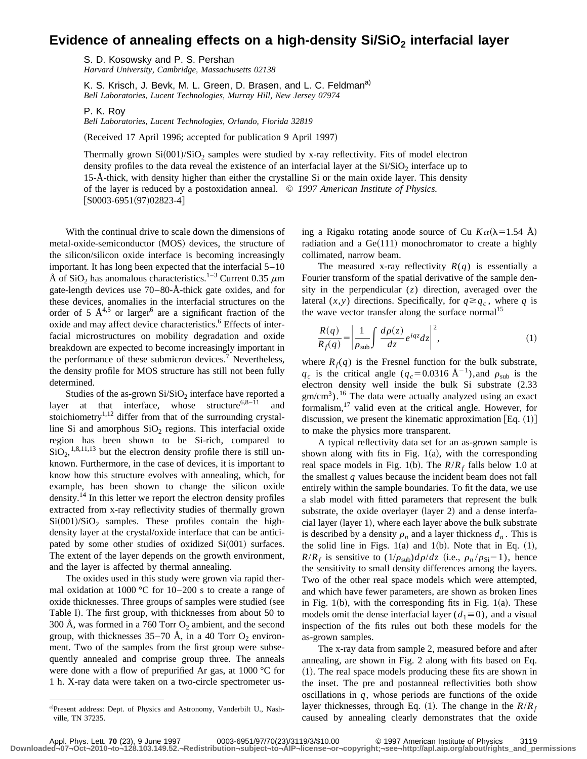# Evidence of annealing effects on a high-density $Si/SiO_2$ interfacial layer

S. D. Kosowsky and P. S. Pershan
*Harvard University, Cambridge, Massachusetts 02138*

K. S. Krisch, J. Bevk, M. L. Green, D. Brasen, and L. C. Feldman[a)]
*Bell Laboratories, Lucent Technologies, Murray Hill, New Jersey 07974*

P. K. Roy
*Bell Laboratories, Lucent Technologies, Orlando, Florida 32819*

(Received 17 April 1996; accepted for publication 9 April 1997)

Thermally grown $Si(001)/SiO_2$ samples were studied by x-ray reflectivity. Fits of model electron density profiles to the data reveal the existence of an interfacial layer at the $Si/SiO_2$ interface up to 15-Å-thick, with density higher than either the crystalline Si or the main oxide layer. This density of the layer is reduced by a postoxidation anneal. © *1997 American Institute of Physics.* [S0003-6951(97)02823-4]

With the continual drive to scale down the dimensions of metal-oxide-semiconductor (MOS) devices, the structure of the silicon/silicon oxide interface is becoming increasingly important. It has long been expected that the interfacial 5–10 Å of $SiO_2$ has anomalous characteristics.[1–3] Current 0.35 $\mu$m gate-length devices use 70–80-Å-thick gate oxides, and for these devices, anomalies in the interfacial structures on the order of 5 Å[4,5] or larger[6] are a significant fraction of the oxide and may affect device characteristics.[6] Effects of interfacial microstructures on mobility degradation and oxide breakdown are expected to become increasingly important in the performance of these submicron devices.[7] Nevertheless, the density profile for MOS structure has still not been fully determined.

Studies of the as-grown $Si/SiO_2$ interface have reported a layer at that interface, whose structure[6,8–11] and stoichiometry[1,12] differ from that of the surrounding crystalline Si and amorphous $SiO_2$ regions. This interfacial oxide region has been shown to be Si-rich, compared to $SiO_2$,[1,8,11,13] but the electron density profile there is still unknown. Furthermore, in the case of devices, it is important to know how this structure evolves with annealing, which, for example, has been shown to change the silicon oxide density.[14] In this letter we report the electron density profiles extracted from x-ray reflectivity studies of thermally grown $Si(001)/SiO_2$ samples. These profiles contain the high-density layer at the crystal/oxide interface that can be anticipated by some other studies of oxidized Si(001) surfaces. The extent of the layer depends on the growth environment, and the layer is affected by thermal annealing.

The oxides used in this study were grown via rapid thermal oxidation at 1000 °C for 10–200 s to create a range of oxide thicknesses. Three groups of samples were studied (see Table I). The first group, with thicknesses from about 50 to 300 Å, was formed in a 760 Torr $O_2$ ambient, and the second group, with thicknesses 35–70 Å, in a 40 Torr $O_2$ environment. Two of the samples from the first group were subsequently annealed and comprise group three. The anneals were done with a flow of prepurified Ar gas, at 1000 °C for 1 h. X-ray data were taken on a two-circle spectrometer using a Rigaku rotating anode source of Cu $K\alpha(\lambda=1.54$ Å) radiation and a Ge(111) monochromator to create a highly collimated, narrow beam.

The measured x-ray reflectivity $R(q)$ is essentially a Fourier transform of the spatial derivative of the sample density in the perpendicular ($z$) direction, averaged over the lateral $(x,y)$ directions. Specifically, for $q \gtrsim q_c$, where $q$ is the wave vector transfer along the surface normal[15]

$$\frac{R(q)}{R_f(q)} = \left| \frac{1}{\rho_{\text{sub}}} \int \frac{d\rho(z)}{dz} e^{iqz} dz \right|^2, \tag{1}$$

where $R_f(q)$ is the Fresnel function for the bulk substrate, $q_c$ is the critical angle ($q_c = 0.0316$ Å$^{-1}$), and $\rho_{\text{sub}}$ is the electron density well inside the bulk Si substrate (2.33 $gm/cm^3$).[16] The data were actually analyzed using an exact formalism,[17] valid even at the critical angle. However, for discussion, we present the kinematic approximation [Eq. (1)] to make the physics more transparent.

A typical reflectivity data set for an as-grown sample is shown along with fits in Fig. 1(a), with the corresponding real space models in Fig. 1(b). The $R/R_f$ falls below 1.0 at the smallest $q$ values because the incident beam does not fall entirely within the sample boundaries. To fit the data, we use a slab model with fitted parameters that represent the bulk substrate, the oxide overlayer (layer 2) and a dense interfacial layer (layer 1), where each layer above the bulk substrate is described by a density $\rho_n$ and a layer thickness $d_n$. This is the solid line in Figs. 1(a) and 1(b). Note that in Eq. (1), $R/R_f$ is sensitive to $(1/\rho_{\text{sub}})d\rho/dz$ (i.e., $\rho_n/\rho_{\text{Si}} - 1$), hence the sensitivity to small density differences among the layers. Two of the other real space models which were attempted, and which have fewer parameters, are shown as broken lines in Fig. 1(b), with the corresponding fits in Fig. 1(a). These models omit the dense interfacial layer ($d_1 \equiv 0$), and a visual inspection of the fits rules out both these models for the as-grown samples.

The x-ray data from sample 2, measured before and after annealing, are shown in Fig. 2 along with fits based on Eq. (1). The real space models producing these fits are shown in the inset. The pre and postanneal reflectivities both show oscillations in $q$, whose periods are functions of the oxide layer thicknesses, through Eq. (1). The change in the $R/R_f$ caused by annealing clearly demonstrates that the oxide

[a)]Present address: Dept. of Physics and Astronomy, Vanderbilt U., Nashville, TN 37235.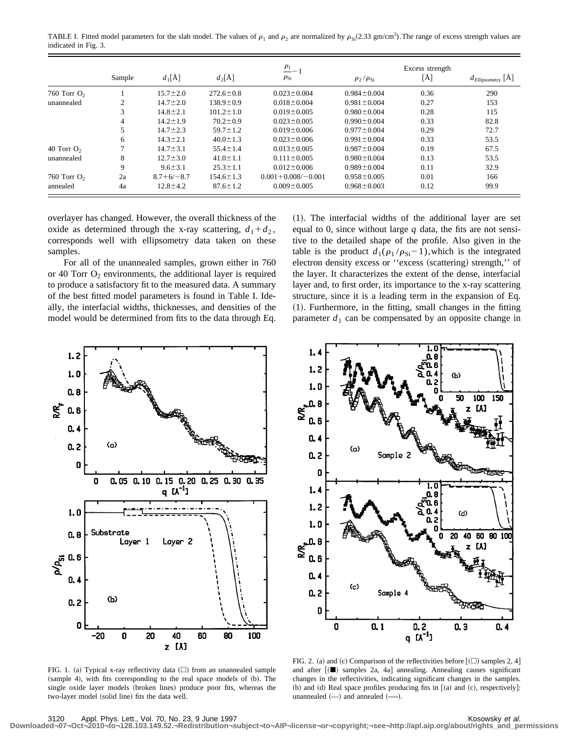TABLE I. Fitted model parameters for the slab model. The values of $\rho_1$ and $\rho_2$ are normalized by $\rho_{Si}$(2.33 gm/cm$^3$). The range of excess strength values are indicated in Fig. 3.

| | Sample | $d_1$[Å] | $d_2$[Å] | $\frac{\rho_1}{\rho_{Si}}-1$ | $\rho_2/\rho_{Si}$ | Excess strength [Å] | $d_{\text{Ellipsometry}}$ [Å] |
|---|---|---|---|---|---|---|---|
| 760 Torr $O_2$ | 1 | 15.7±2.0 | 272.6±0.8 | 0.023±0.004 | 0.984±0.004 | 0.36 | 290 |
| unannealed | 2 | 14.7±2.0 | 138.9±0.9 | 0.018±0.004 | 0.981±0.004 | 0.27 | 153 |
| | 3 | 14.8±2.1 | 101.2±1.0 | 0.019±0.005 | 0.980±0.004 | 0.28 | 115 |
| | 4 | 14.2±1.9 | 70.2±0.9 | 0.023±0.005 | 0.990±0.004 | 0.33 | 82.8 |
| | 5 | 14.7±2.3 | 59.7±1.2 | 0.019±0.006 | 0.977±0.004 | 0.29 | 72.7 |
| | 6 | 14.3±2.1 | 40.0±1.3 | 0.023±0.006 | 0.991±0.004 | 0.33 | 53.5 |
| 40 Torr $O_2$ | 7 | 14.7±3.1 | 55.4±1.4 | 0.013±0.005 | 0.987±0.004 | 0.19 | 67.5 |
| unannealed | 8 | 12.7±3.0 | 41.0±1.1 | 0.111±0.005 | 0.980±0.004 | 0.13 | 53.5 |
| | 9 | 9.6±3.1 | 25.3±1.1 | 0.012±0.006 | 0.989±0.004 | 0.11 | 32.9 |
| 760 Torr $O_2$ | 2a | 8.7+6/−8.7 | 154.6±1.3 | 0.001+0.008/−0.001 | 0.958±0.005 | 0.01 | 166 |
| annealed | 4a | 12.8±4.2 | 87.6±1.2 | 0.009±0.005 | 0.968±0.003 | 0.12 | 99.9 |

overlayer has changed. However, the overall thickness of the oxide as determined through the x-ray scattering, $d_1+d_2$, corresponds well with ellipsometry data taken on these samples.

For all of the unannealed samples, grown either in 760 or 40 Torr $O_2$ environments, the additional layer is required to produce a satisfactory fit to the measured data. A summary of the best fitted model parameters is found in Table I. Ideally, the interfacial widths, thicknesses, and densities of the model would be determined from fits to the data through Eq. (1). The interfacial widths of the additional layer are set equal to 0, since without large $q$ data, the fits are not sensitive to the detailed shape of the profile. Also given in the table is the product $d_1(\rho_1/\rho_{Si}-1)$, which is the integrated electron density excess or "excess (scattering) strength," of the layer. It characterizes the extent of the dense, interfacial layer and, to first order, its importance to the x-ray scattering structure, since it is a leading term in the expansion of Eq. (1). Furthermore, in the fitting, small changes in the fitting parameter $d_1$ can be compensated by an opposite change in

FIG. 1. (a) Typical x-ray reflectivity data (□) from an unannealed sample (sample 4), with fits corresponding to the real space models of (b). The single oxide layer models (broken lines) produce poor fits, whereas the two-layer model (solid line) fits the data well.

FIG. 2. (a) and (c) Comparison of the reflectivities before [(□) samples 2, 4] and after [(■) samples 2a, 4a] annealing. Annealing causes significant changes in the reflectivities, indicating significant changes in the samples. (b) and (d) Real space profiles producing fits in [(a) and (c), respectively]: unannealed (—) and annealed (----).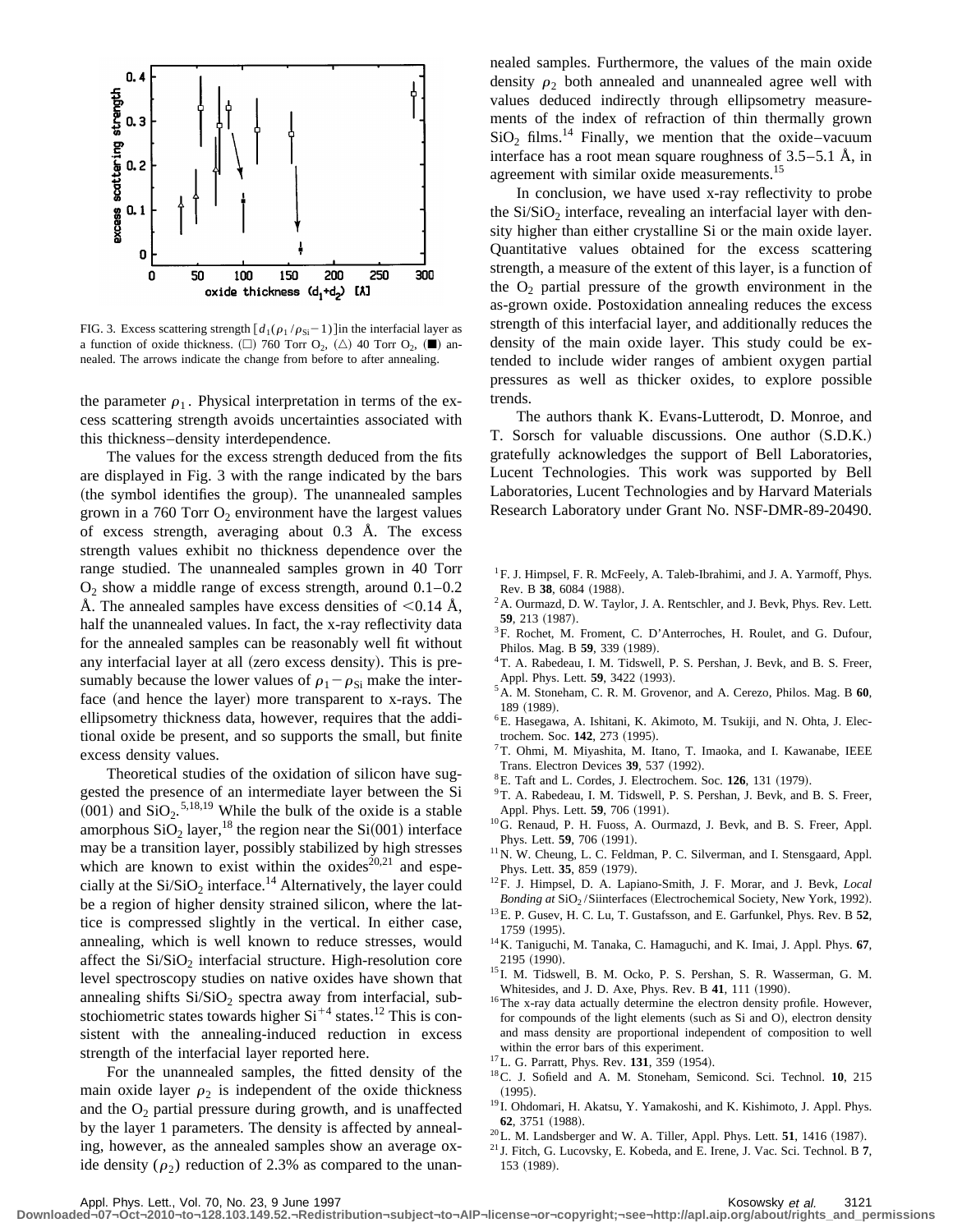excess scattering strength

0.4

0.3

0.2

0.1

0

0 50 100 150 200 250 300

oxide thickness ($d_1+d_2$) [Å]

FIG. 3. Excess scattering strength $[d_1(\rho_1/\rho_{Si}-1)]$in the interfacial layer as a function of oxide thickness. (□) 760 Torr $O_2$, (△) 40 Torr $O_2$, (■) annealed. The arrows indicate the change from before to after annealing.

the parameter $\rho_1$. Physical interpretation in terms of the excess scattering strength avoids uncertainties associated with this thickness–density interdependence.

The values for the excess strength deduced from the fits are displayed in Fig. 3 with the range indicated by the bars (the symbol identifies the group). The unannealed samples grown in a 760 Torr $O_2$ environment have the largest values of excess strength, averaging about 0.3 Å. The excess strength values exhibit no thickness dependence over the range studied. The unannealed samples grown in 40 Torr $O_2$ show a middle range of excess strength, around 0.1–0.2 Å. The annealed samples have excess densities of $<0.14$ Å, half the unannealed values. In fact, the x-ray reflectivity data for the annealed samples can be reasonably well fit without any interfacial layer at all (zero excess density). This is presumably because the lower values of $\rho_1-\rho_{Si}$ make the interface (and hence the layer) more transparent to x-rays. The ellipsometry thickness data, however, requires that the additional oxide be present, and so supports the small, but finite excess density values.

Theoretical studies of the oxidation of silicon have suggested the presence of an intermediate layer between the Si (001) and $SiO_2$.[5,18,19] While the bulk of the oxide is a stable amorphous $SiO_2$ layer,[18] the region near the Si(001) interface may be a transition layer, possibly stabilized by high stresses which are known to exist within the oxides[20,21] and especially at the $Si/SiO_2$ interface.[14] Alternatively, the layer could be a region of higher density strained silicon, where the lattice is compressed slightly in the vertical. In either case, annealing, which is well known to reduce stresses, would affect the $Si/SiO_2$ interfacial structure. High-resolution core level spectroscopy studies on native oxides have shown that annealing shifts $Si/SiO_2$ spectra away from interfacial, substochiometric states towards higher $Si^{+4}$ states.[12] This is consistent with the annealing-induced reduction in excess strength of the interfacial layer reported here.

For the unannealed samples, the fitted density of the main oxide layer $\rho_2$ is independent of the oxide thickness and the $O_2$ partial pressure during growth, and is unaffected by the layer 1 parameters. The density is affected by annealing, however, as the annealed samples show an average oxide density ($\rho_2$) reduction of 2.3% as compared to the unannealed samples. Furthermore, the values of the main oxide density $\rho_2$ both annealed and unannealed agree well with values deduced indirectly through ellipsometry measurements of the index of refraction of thin thermally grown $SiO_2$ films.[14] Finally, we mention that the oxide–vacuum interface has a root mean square roughness of 3.5–5.1 Å, in agreement with similar oxide measurements.[15]

In conclusion, we have used x-ray reflectivity to probe the $Si/SiO_2$ interface, revealing an interfacial layer with density higher than either crystalline Si or the main oxide layer. Quantitative values obtained for the excess scattering strength, a measure of the extent of this layer, is a function of the $O_2$ partial pressure of the growth environment in the as-grown oxide. Postoxidation annealing reduces the excess strength of this interfacial layer, and additionally reduces the density of the main oxide layer. This study could be extended to include wider ranges of ambient oxygen partial pressures as well as thicker oxides, to explore possible trends.

The authors thank K. Evans-Lutterodt, D. Monroe, and T. Sorsch for valuable discussions. One author (S.D.K.) gratefully acknowledges the support of Bell Laboratories, Lucent Technologies. This work was supported by Bell Laboratories, Lucent Technologies and by Harvard Materials Research Laboratory under Grant No. NSF-DMR-89-20490.

[1] F. J. Himpsel, F. R. McFeely, A. Taleb-Ibrahimi, and J. A. Yarmoff, Phys. Rev. B **38**, 6084 (1988).
[2] A. Ourmazd, D. W. Taylor, J. A. Rentschler, and J. Bevk, Phys. Rev. Lett. **59**, 213 (1987).
[3] F. Rochet, M. Froment, C. D'Anterroches, H. Roulet, and G. Dufour, Philos. Mag. B **59**, 339 (1989).
[4] T. A. Rabedeau, I. M. Tidswell, P. S. Pershan, J. Bevk, and B. S. Freer, Appl. Phys. Lett. **59**, 3422 (1993).
[5] A. M. Stoneham, C. R. M. Grovenor, and A. Cerezo, Philos. Mag. B **60**, 189 (1989).
[6] E. Hasegawa, A. Ishitani, K. Akimoto, M. Tsukiji, and N. Ohta, J. Electrochem. Soc. **142**, 273 (1995).
[7] T. Ohmi, M. Miyashita, M. Itano, T. Imaoka, and I. Kawanabe, IEEE Trans. Electron Devices **39**, 537 (1992).
[8] E. Taft and L. Cordes, J. Electrochem. Soc. **126**, 131 (1979).
[9] T. A. Rabedeau, I. M. Tidswell, P. S. Pershan, J. Bevk, and B. S. Freer, Appl. Phys. Lett. **59**, 706 (1991).
[10] G. Renaud, P. H. Fuoss, A. Ourmazd, J. Bevk, and B. S. Freer, Appl. Phys. Lett. **59**, 706 (1991).
[11] N. W. Cheung, L. C. Feldman, P. C. Silverman, and I. Stensgaard, Appl. Phys. Lett. **35**, 859 (1979).
[12] F. J. Himpsel, D. A. Lapiano-Smith, J. F. Morar, and J. Bevk, *Local Bonding at* $SiO_2$/Siinterfaces (Electrochemical Society, New York, 1992).
[13] E. P. Gusev, H. C. Lu, T. Gustafsson, and E. Garfunkel, Phys. Rev. B **52**, 1759 (1995).
[14] K. Taniguchi, M. Tanaka, C. Hamaguchi, and K. Imai, J. Appl. Phys. **67**, 2195 (1990).
[15] I. M. Tidswell, B. M. Ocko, P. S. Pershan, S. R. Wasserman, G. M. Whitesides, and J. D. Axe, Phys. Rev. B **41**, 111 (1990).
[16] The x-ray data actually determine the electron density profile. However, for compounds of the light elements (such as Si and O), electron density and mass density are proportional independent of composition to well within the error bars of this experiment.
[17] L. G. Parratt, Phys. Rev. **131**, 359 (1954).
[18] C. J. Sofield and A. M. Stoneham, Semicond. Sci. Technol. **10**, 215 (1995).
[19] I. Ohdomari, H. Akatsu, Y. Yamakoshi, and K. Kishimoto, J. Appl. Phys. **62**, 3751 (1988).
[20] L. M. Landsberger and W. A. Tiller, Appl. Phys. Lett. **51**, 1416 (1987).
[21] J. Fitch, G. Lucovsky, E. Kobeda, and E. Irene, J. Vac. Sci. Technol. B **7**, 153 (1989).